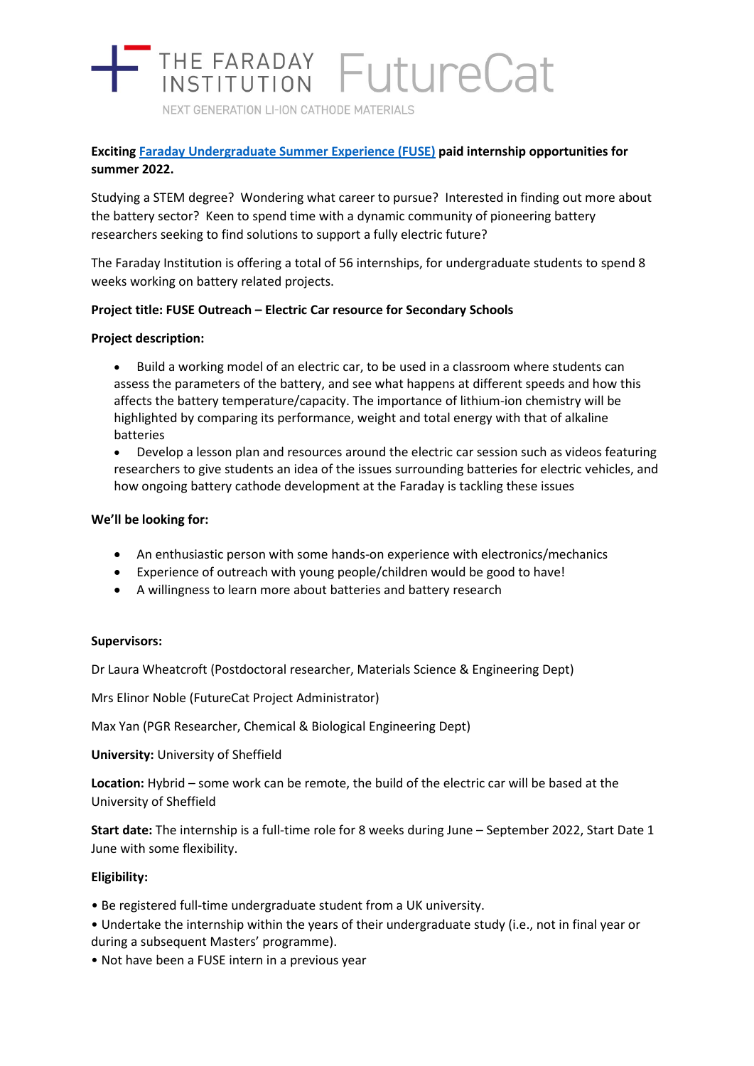THE FARADAY INSTITUTION FutureCat

NEXT GENERATION LI-ION CATHODE MATERIALS

**Exciting Faraday Undergraduate Summer Experience (FUSE) paid internship opportunities for summer 2022.**

Studying a STEM degree? Wondering what career to pursue? Interested in finding out more about the battery sector? Keen to spend time with a dynamic community of pioneering battery researchers seeking to find solutions to support a fully electric future?

The Faraday Institution is offering a total of 56 internships, for undergraduate students to spend 8 weeks working on battery related projects.

**Project title: FUSE Outreach – Electric Car resource for Secondary Schools**

**Project description:**

- Build a working model of an electric car, to be used in a classroom where students can assess the parameters of the battery, and see what happens at different speeds and how this affects the battery temperature/capacity. The importance of lithium-ion chemistry will be highlighted by comparing its performance, weight and total energy with that of alkaline batteries
- Develop a lesson plan and resources around the electric car session such as videos featuring researchers to give students an idea of the issues surrounding batteries for electric vehicles, and how ongoing battery cathode development at the Faraday is tackling these issues

**We'll be looking for:**

- An enthusiastic person with some hands-on experience with electronics/mechanics
- Experience of outreach with young people/children would be good to have!
- A willingness to learn more about batteries and battery research

**Supervisors:**

Dr Laura Wheatcroft (Postdoctoral researcher, Materials Science & Engineering Dept)

Mrs Elinor Noble (FutureCat Project Administrator)

Max Yan (PGR Researcher, Chemical & Biological Engineering Dept)

**University:** University of Sheffield

**Location:** Hybrid – some work can be remote, the build of the electric car will be based at the University of Sheffield

**Start date:** The internship is a full-time role for 8 weeks during June – September 2022, Start Date 1 June with some flexibility.

**Eligibility:**

- Be registered full-time undergraduate student from a UK university.
- Undertake the internship within the years of their undergraduate study (i.e., not in final year or during a subsequent Masters' programme).
- Not have been a FUSE intern in a previous year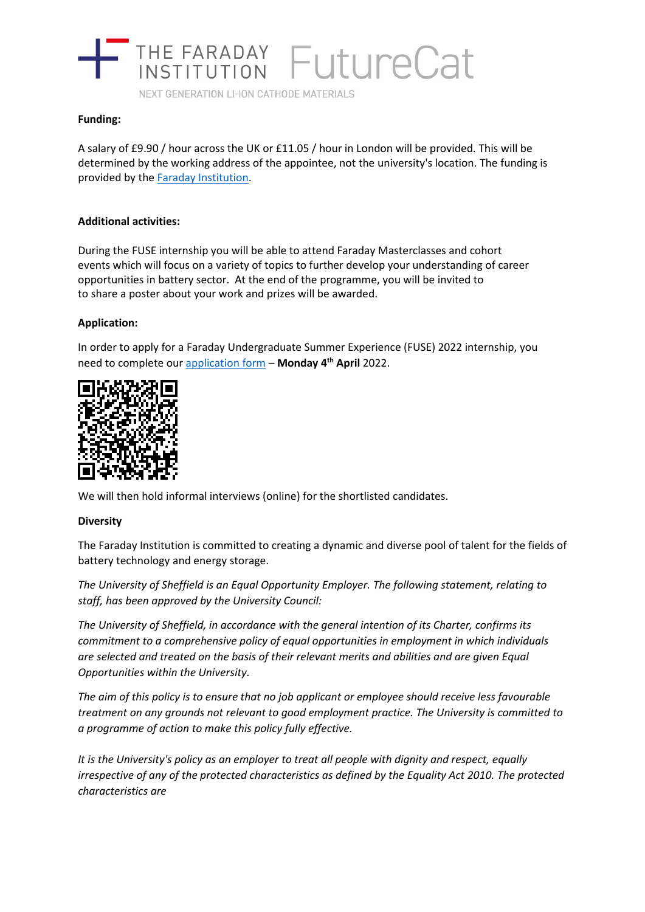**Funding:**

A salary of £9.90 / hour across the UK or £11.05 / hour in London will be provided. This will be determined by the working address of the appointee, not the university's location. The funding is provided by the [Faraday Institution](#).

**Additional activities:**

During the FUSE internship you will be able to attend Faraday Masterclasses and cohort events which will focus on a variety of topics to further develop your understanding of career opportunities in battery sector. At the end of the programme, you will be invited to to share a poster about your work and prizes will be awarded.

**Application:**

In order to apply for a Faraday Undergraduate Summer Experience (FUSE) 2022 internship, you need to complete our [application form](#) – **Monday 4th April** 2022.

We will then hold informal interviews (online) for the shortlisted candidates.

**Diversity**

The Faraday Institution is committed to creating a dynamic and diverse pool of talent for the fields of battery technology and energy storage.

*The University of Sheffield is an Equal Opportunity Employer. The following statement, relating to staff, has been approved by the University Council:*

*The University of Sheffield, in accordance with the general intention of its Charter, confirms its commitment to a comprehensive policy of equal opportunities in employment in which individuals are selected and treated on the basis of their relevant merits and abilities and are given Equal Opportunities within the University.*

*The aim of this policy is to ensure that no job applicant or employee should receive less favourable treatment on any grounds not relevant to good employment practice. The University is committed to a programme of action to make this policy fully effective.*

*It is the University's policy as an employer to treat all people with dignity and respect, equally irrespective of any of the protected characteristics as defined by the Equality Act 2010. The protected characteristics are*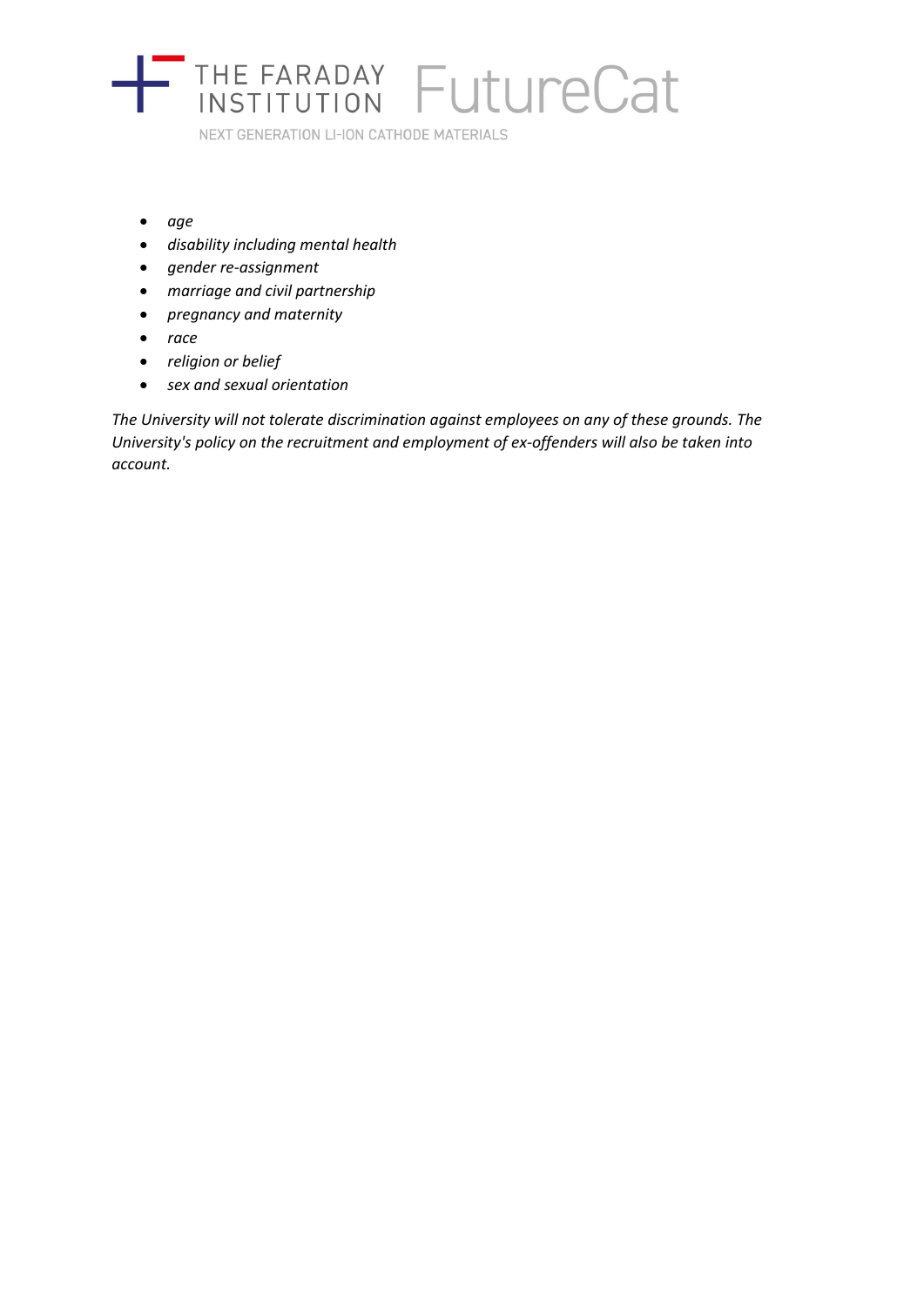- *age*
- *disability including mental health*
- *gender re-assignment*
- *marriage and civil partnership*
- *pregnancy and maternity*
- *race*
- *religion or belief*
- *sex and sexual orientation*

*The University will not tolerate discrimination against employees on any of these grounds. The University's policy on the recruitment and employment of ex-offenders will also be taken into account.*